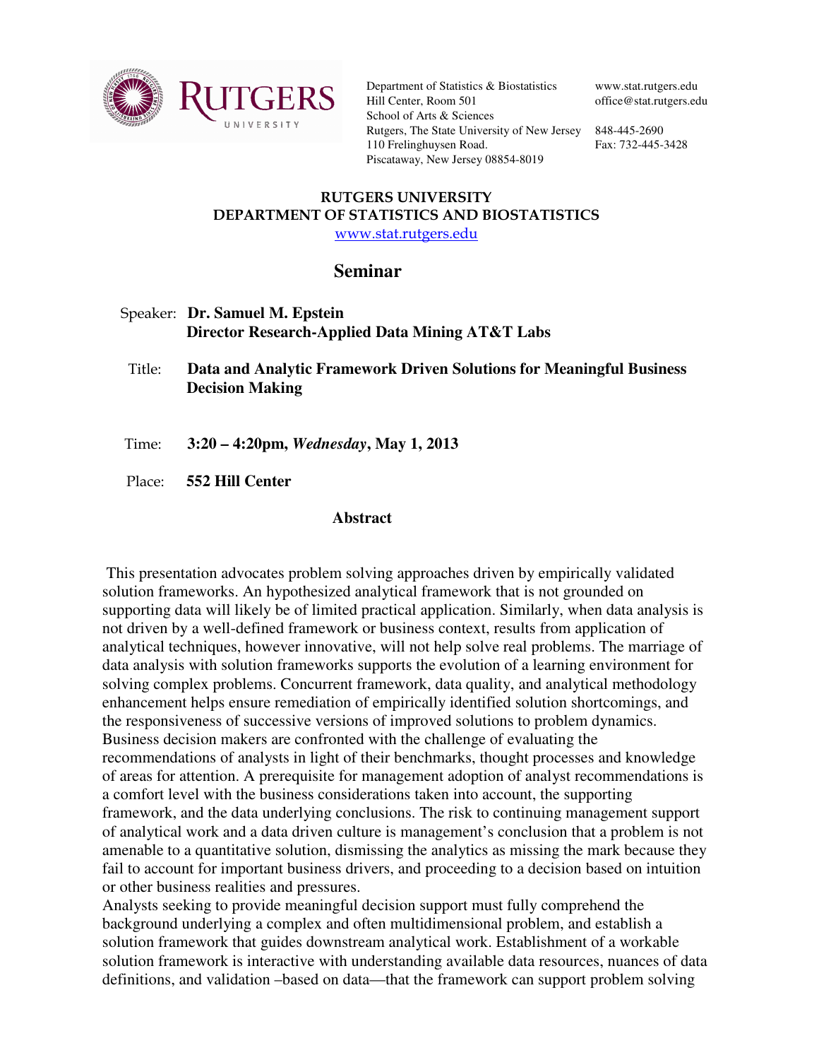Department of Statistics & Biostatistics
Hill Center, Room 501
School of Arts & Sciences
Rutgers, The State University of New Jersey
110 Frelinghuysen Road.
Piscataway, New Jersey 08854-8019

www.stat.rutgers.edu
office@stat.rutgers.edu

848-445-2690
Fax: 732-445-3428

**RUTGERS UNIVERSITY**
**DEPARTMENT OF STATISTICS AND BIOSTATISTICS**
www.stat.rutgers.edu

# Seminar

Speaker: **Dr. Samuel M. Epstein**
**Director Research-Applied Data Mining AT&T Labs**

Title: **Data and Analytic Framework Driven Solutions for Meaningful Business Decision Making**

Time: **3:20 – 4:20pm, *Wednesday*, May 1, 2013**

Place: **552 Hill Center**

## Abstract

This presentation advocates problem solving approaches driven by empirically validated solution frameworks. An hypothesized analytical framework that is not grounded on supporting data will likely be of limited practical application. Similarly, when data analysis is not driven by a well-defined framework or business context, results from application of analytical techniques, however innovative, will not help solve real problems. The marriage of data analysis with solution frameworks supports the evolution of a learning environment for solving complex problems. Concurrent framework, data quality, and analytical methodology enhancement helps ensure remediation of empirically identified solution shortcomings, and the responsiveness of successive versions of improved solutions to problem dynamics. Business decision makers are confronted with the challenge of evaluating the recommendations of analysts in light of their benchmarks, thought processes and knowledge of areas for attention. A prerequisite for management adoption of analyst recommendations is a comfort level with the business considerations taken into account, the supporting framework, and the data underlying conclusions. The risk to continuing management support of analytical work and a data driven culture is management's conclusion that a problem is not amenable to a quantitative solution, dismissing the analytics as missing the mark because they fail to account for important business drivers, and proceeding to a decision based on intuition or other business realities and pressures.
Analysts seeking to provide meaningful decision support must fully comprehend the background underlying a complex and often multidimensional problem, and establish a solution framework that guides downstream analytical work. Establishment of a workable solution framework is interactive with understanding available data resources, nuances of data definitions, and validation –based on data—that the framework can support problem solving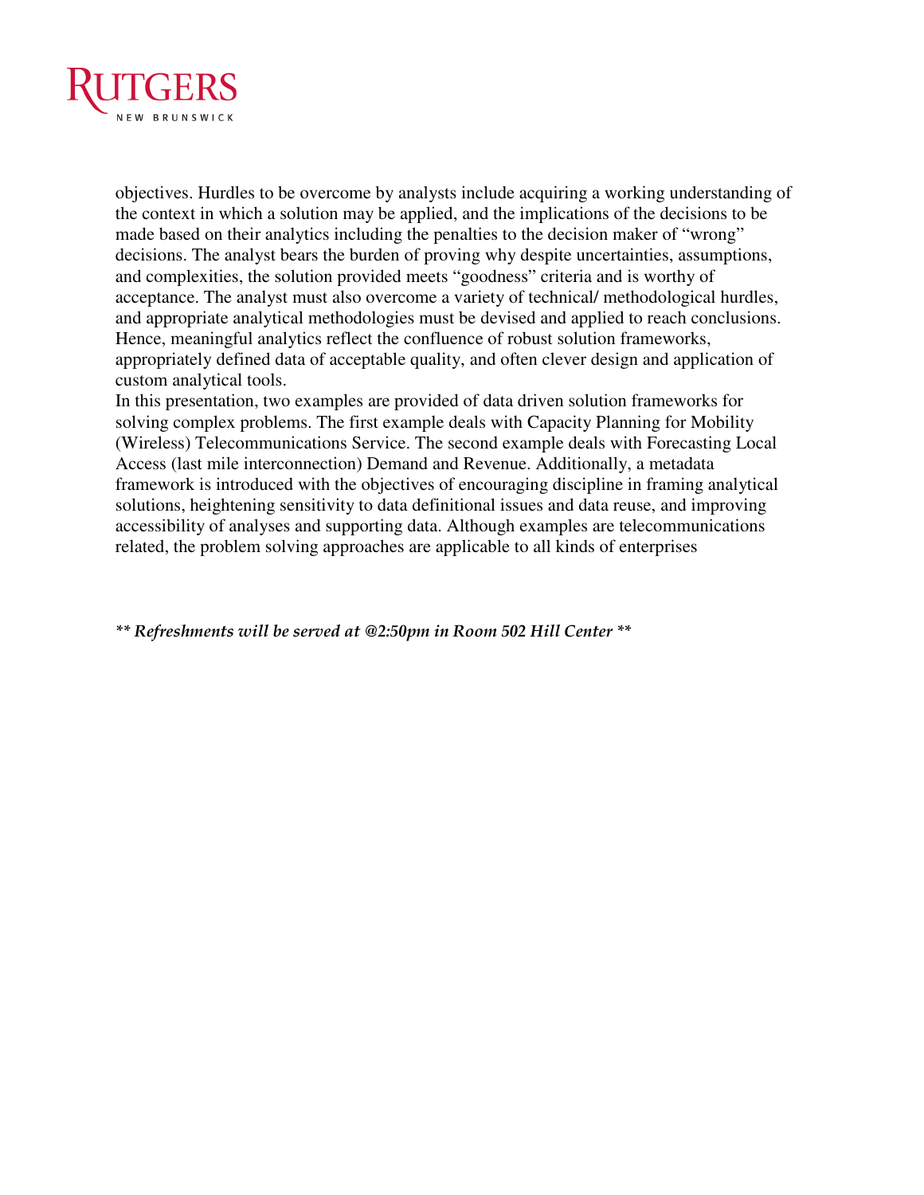objectives. Hurdles to be overcome by analysts include acquiring a working understanding of the context in which a solution may be applied, and the implications of the decisions to be made based on their analytics including the penalties to the decision maker of "wrong" decisions. The analyst bears the burden of proving why despite uncertainties, assumptions, and complexities, the solution provided meets "goodness" criteria and is worthy of acceptance. The analyst must also overcome a variety of technical/ methodological hurdles, and appropriate analytical methodologies must be devised and applied to reach conclusions. Hence, meaningful analytics reflect the confluence of robust solution frameworks, appropriately defined data of acceptable quality, and often clever design and application of custom analytical tools.

In this presentation, two examples are provided of data driven solution frameworks for solving complex problems. The first example deals with Capacity Planning for Mobility (Wireless) Telecommunications Service. The second example deals with Forecasting Local Access (last mile interconnection) Demand and Revenue. Additionally, a metadata framework is introduced with the objectives of encouraging discipline in framing analytical solutions, heightening sensitivity to data definitional issues and data reuse, and improving accessibility of analyses and supporting data. Although examples are telecommunications related, the problem solving approaches are applicable to all kinds of enterprises

***\*\* Refreshments will be served at @2:50pm in Room 502 Hill Center \*\****